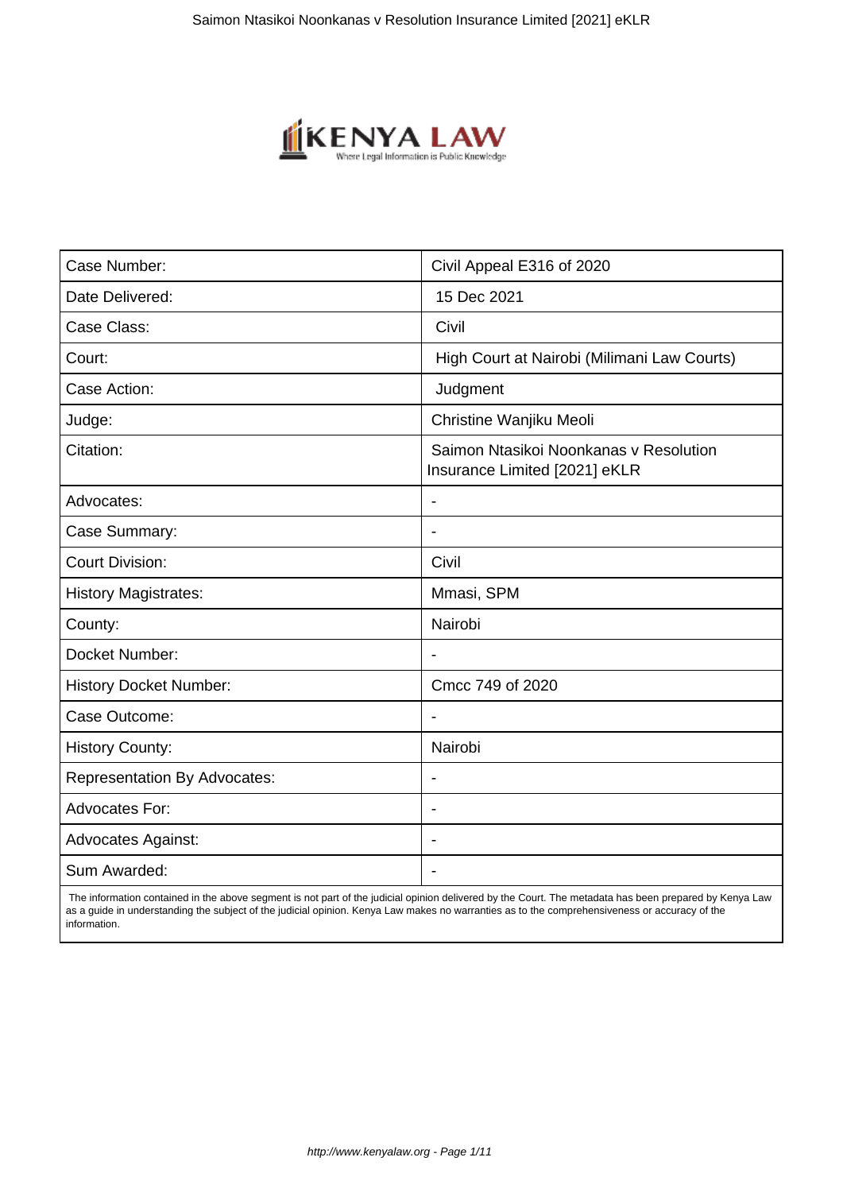| Case Number: | Civil Appeal E316 of 2020 |
| --- | --- |
| Date Delivered: | 15 Dec 2021 |
| Case Class: | Civil |
| Court: | High Court at Nairobi (Milimani Law Courts) |
| Case Action: | Judgment |
| Judge: | Christine Wanjiku Meoli |
| Citation: | Saimon Ntasikoi Noonkanas v Resolution Insurance Limited [2021] eKLR |
| Advocates: | - |
| Case Summary: | - |
| Court Division: | Civil |
| History Magistrates: | Mmasi, SPM |
| County: | Nairobi |
| Docket Number: | - |
| History Docket Number: | Cmcc 749 of 2020 |
| Case Outcome: | - |
| History County: | Nairobi |
| Representation By Advocates: | - |
| Advocates For: | - |
| Advocates Against: | - |
| Sum Awarded: | - |

The information contained in the above segment is not part of the judicial opinion delivered by the Court. The metadata has been prepared by Kenya Law as a guide in understanding the subject of the judicial opinion. Kenya Law makes no warranties as to the comprehensiveness or accuracy of the information.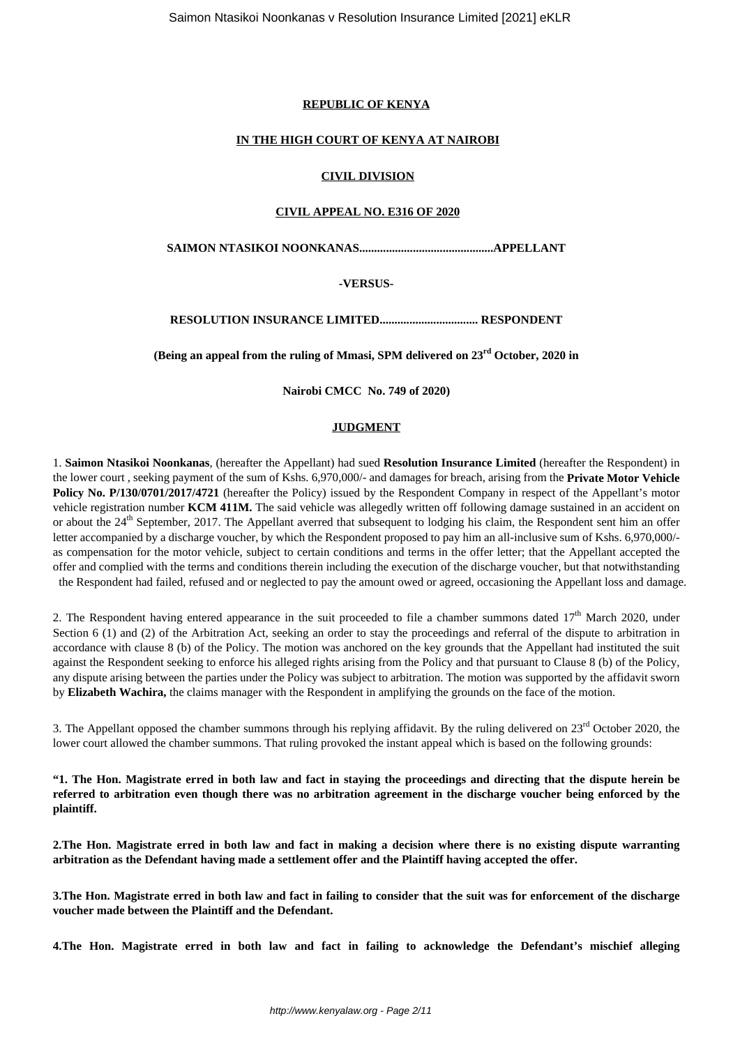**REPUBLIC OF KENYA**

**IN THE HIGH COURT OF KENYA AT NAIROBI**

**CIVIL DIVISION**

**CIVIL APPEAL NO. E316 OF 2020**

**SAIMON NTASIKOI NOONKANAS............................................APPELLANT**

**-VERSUS-**

**RESOLUTION INSURANCE LIMITED................................ RESPONDENT**

**(Being an appeal from the ruling of Mmasi, SPM delivered on 23rd October, 2020 in**

**Nairobi CMCC No. 749 of 2020)**

**JUDGMENT**

1. **Saimon Ntasikoi Noonkanas**, (hereafter the Appellant) had sued **Resolution Insurance Limited** (hereafter the Respondent) in the lower court , seeking payment of the sum of Kshs. 6,970,000/- and damages for breach, arising from the **Private Motor Vehicle Policy No. P/130/0701/2017/4721** (hereafter the Policy) issued by the Respondent Company in respect of the Appellant's motor vehicle registration number **KCM 411M.** The said vehicle was allegedly written off following damage sustained in an accident on or about the 24th September, 2017. The Appellant averred that subsequent to lodging his claim, the Respondent sent him an offer letter accompanied by a discharge voucher, by which the Respondent proposed to pay him an all-inclusive sum of Kshs. 6,970,000/- as compensation for the motor vehicle, subject to certain conditions and terms in the offer letter; that the Appellant accepted the offer and complied with the terms and conditions therein including the execution of the discharge voucher, but that notwithstanding the Respondent had failed, refused and or neglected to pay the amount owed or agreed, occasioning the Appellant loss and damage.

2. The Respondent having entered appearance in the suit proceeded to file a chamber summons dated 17th March 2020, under Section 6 (1) and (2) of the Arbitration Act, seeking an order to stay the proceedings and referral of the dispute to arbitration in accordance with clause 8 (b) of the Policy. The motion was anchored on the key grounds that the Appellant had instituted the suit against the Respondent seeking to enforce his alleged rights arising from the Policy and that pursuant to Clause 8 (b) of the Policy, any dispute arising between the parties under the Policy was subject to arbitration. The motion was supported by the affidavit sworn by **Elizabeth Wachira,** the claims manager with the Respondent in amplifying the grounds on the face of the motion.

3. The Appellant opposed the chamber summons through his replying affidavit. By the ruling delivered on 23rd October 2020, the lower court allowed the chamber summons. That ruling provoked the instant appeal which is based on the following grounds:

**"1. The Hon. Magistrate erred in both law and fact in staying the proceedings and directing that the dispute herein be referred to arbitration even though there was no arbitration agreement in the discharge voucher being enforced by the plaintiff.**

**2.The Hon. Magistrate erred in both law and fact in making a decision where there is no existing dispute warranting arbitration as the Defendant having made a settlement offer and the Plaintiff having accepted the offer.**

**3.The Hon. Magistrate erred in both law and fact in failing to consider that the suit was for enforcement of the discharge voucher made between the Plaintiff and the Defendant.**

**4.The Hon. Magistrate erred in both law and fact in failing to acknowledge the Defendant's mischief alleging**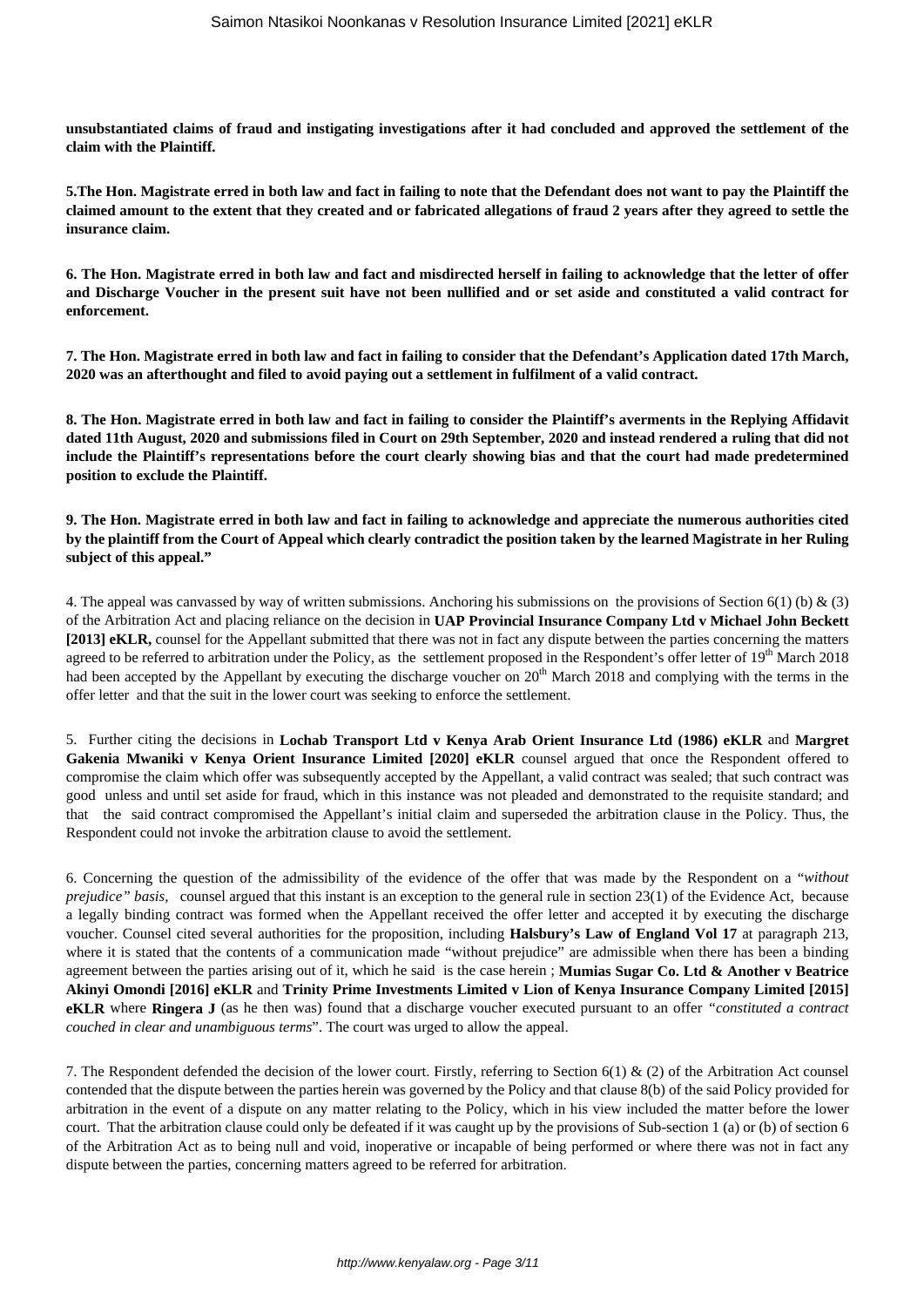**unsubstantiated claims of fraud and instigating investigations after it had concluded and approved the settlement of the claim with the Plaintiff.**

**5.The Hon. Magistrate erred in both law and fact in failing to note that the Defendant does not want to pay the Plaintiff the claimed amount to the extent that they created and or fabricated allegations of fraud 2 years after they agreed to settle the insurance claim.**

**6. The Hon. Magistrate erred in both law and fact and misdirected herself in failing to acknowledge that the letter of offer and Discharge Voucher in the present suit have not been nullified and or set aside and constituted a valid contract for enforcement.**

**7. The Hon. Magistrate erred in both law and fact in failing to consider that the Defendant's Application dated 17th March, 2020 was an afterthought and filed to avoid paying out a settlement in fulfilment of a valid contract.**

**8. The Hon. Magistrate erred in both law and fact in failing to consider the Plaintiff's averments in the Replying Affidavit dated 11th August, 2020 and submissions filed in Court on 29th September, 2020 and instead rendered a ruling that did not include the Plaintiff's representations before the court clearly showing bias and that the court had made predetermined position to exclude the Plaintiff.**

**9. The Hon. Magistrate erred in both law and fact in failing to acknowledge and appreciate the numerous authorities cited by the plaintiff from the Court of Appeal which clearly contradict the position taken by the learned Magistrate in her Ruling subject of this appeal."**

4. The appeal was canvassed by way of written submissions. Anchoring his submissions on the provisions of Section 6(1) (b) & (3) of the Arbitration Act and placing reliance on the decision in **UAP Provincial Insurance Company Ltd v Michael John Beckett [2013] eKLR,** counsel for the Appellant submitted that there was not in fact any dispute between the parties concerning the matters agreed to be referred to arbitration under the Policy, as the settlement proposed in the Respondent's offer letter of 19th March 2018 had been accepted by the Appellant by executing the discharge voucher on 20th March 2018 and complying with the terms in the offer letter and that the suit in the lower court was seeking to enforce the settlement.

5. Further citing the decisions in **Lochab Transport Ltd v Kenya Arab Orient Insurance Ltd (1986) eKLR** and **Margret Gakenia Mwaniki v Kenya Orient Insurance Limited [2020] eKLR** counsel argued that once the Respondent offered to compromise the claim which offer was subsequently accepted by the Appellant, a valid contract was sealed; that such contract was good unless and until set aside for fraud, which in this instance was not pleaded and demonstrated to the requisite standard; and that the said contract compromised the Appellant's initial claim and superseded the arbitration clause in the Policy. Thus, the Respondent could not invoke the arbitration clause to avoid the settlement.

6. Concerning the question of the admissibility of the evidence of the offer that was made by the Respondent on a "*without prejudice" basis,* counsel argued that this instant is an exception to the general rule in section 23(1) of the Evidence Act, because a legally binding contract was formed when the Appellant received the offer letter and accepted it by executing the discharge voucher. Counsel cited several authorities for the proposition, including **Halsbury's Law of England Vol 17** at paragraph 213, where it is stated that the contents of a communication made "without prejudice" are admissible when there has been a binding agreement between the parties arising out of it, which he said is the case herein ; **Mumias Sugar Co. Ltd & Another v Beatrice Akinyi Omondi [2016] eKLR** and **Trinity Prime Investments Limited v Lion of Kenya Insurance Company Limited [2015] eKLR** where **Ringera J** (as he then was) found that a discharge voucher executed pursuant to an offer "*constituted a contract couched in clear and unambiguous terms*". The court was urged to allow the appeal.

7. The Respondent defended the decision of the lower court. Firstly, referring to Section 6(1) & (2) of the Arbitration Act counsel contended that the dispute between the parties herein was governed by the Policy and that clause 8(b) of the said Policy provided for arbitration in the event of a dispute on any matter relating to the Policy, which in his view included the matter before the lower court. That the arbitration clause could only be defeated if it was caught up by the provisions of Sub-section 1 (a) or (b) of section 6 of the Arbitration Act as to being null and void, inoperative or incapable of being performed or where there was not in fact any dispute between the parties, concerning matters agreed to be referred for arbitration.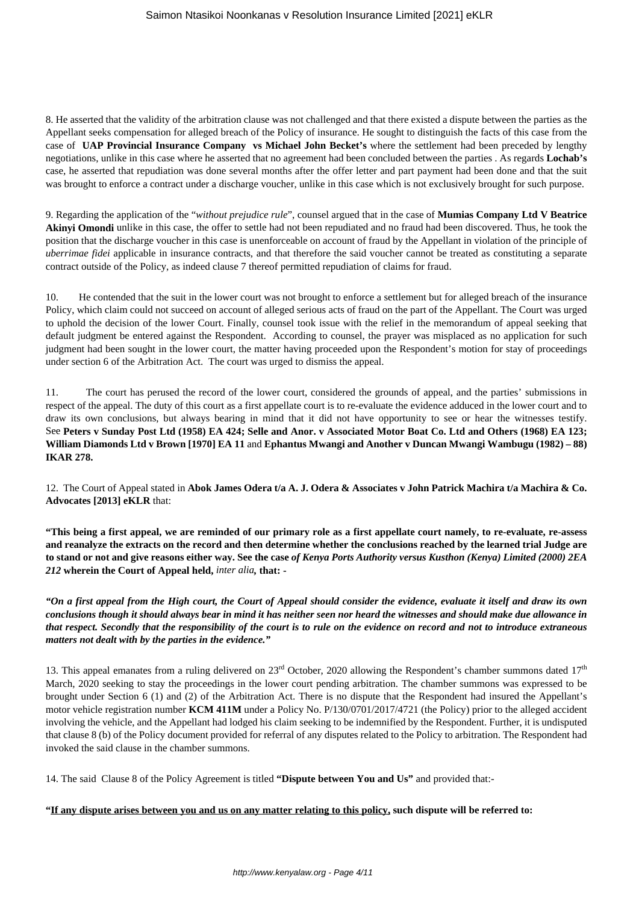8. He asserted that the validity of the arbitration clause was not challenged and that there existed a dispute between the parties as the Appellant seeks compensation for alleged breach of the Policy of insurance. He sought to distinguish the facts of this case from the case of **UAP Provincial Insurance Company vs Michael John Becket's** where the settlement had been preceded by lengthy negotiations, unlike in this case where he asserted that no agreement had been concluded between the parties . As regards **Lochab's** case, he asserted that repudiation was done several months after the offer letter and part payment had been done and that the suit was brought to enforce a contract under a discharge voucher, unlike in this case which is not exclusively brought for such purpose.

9. Regarding the application of the "*without prejudice rule*", counsel argued that in the case of **Mumias Company Ltd V Beatrice Akinyi Omondi** unlike in this case, the offer to settle had not been repudiated and no fraud had been discovered. Thus, he took the position that the discharge voucher in this case is unenforceable on account of fraud by the Appellant in violation of the principle of *uberrimae fidei* applicable in insurance contracts, and that therefore the said voucher cannot be treated as constituting a separate contract outside of the Policy, as indeed clause 7 thereof permitted repudiation of claims for fraud.

10. He contended that the suit in the lower court was not brought to enforce a settlement but for alleged breach of the insurance Policy, which claim could not succeed on account of alleged serious acts of fraud on the part of the Appellant. The Court was urged to uphold the decision of the lower Court. Finally, counsel took issue with the relief in the memorandum of appeal seeking that default judgment be entered against the Respondent. According to counsel, the prayer was misplaced as no application for such judgment had been sought in the lower court, the matter having proceeded upon the Respondent's motion for stay of proceedings under section 6 of the Arbitration Act. The court was urged to dismiss the appeal.

11. The court has perused the record of the lower court, considered the grounds of appeal, and the parties' submissions in respect of the appeal. The duty of this court as a first appellate court is to re-evaluate the evidence adduced in the lower court and to draw its own conclusions, but always bearing in mind that it did not have opportunity to see or hear the witnesses testify. See **Peters v Sunday Post Ltd (1958) EA 424; Selle and Anor. v Associated Motor Boat Co. Ltd and Others (1968) EA 123; William Diamonds Ltd v Brown [1970] EA 11** and **Ephantus Mwangi and Another v Duncan Mwangi Wambugu (1982) – 88) IKAR 278.**

12. The Court of Appeal stated in **Abok James Odera t/a A. J. Odera & Associates v John Patrick Machira t/a Machira & Co. Advocates [2013] eKLR** that:

**"This being a first appeal, we are reminded of our primary role as a first appellate court namely, to re-evaluate, re-assess and reanalyze the extracts on the record and then determine whether the conclusions reached by the learned trial Judge are to stand or not and give reasons either way. See the case *of Kenya Ports Authority versus Kusthon (Kenya) Limited (2000) 2EA 212* wherein the Court of Appeal held,** *inter alia*, **that: -**

***"On a first appeal from the High court, the Court of Appeal should consider the evidence, evaluate it itself and draw its own conclusions though it should always bear in mind it has neither seen nor heard the witnesses and should make due allowance in that respect. Secondly that the responsibility of the court is to rule on the evidence on record and not to introduce extraneous matters not dealt with by the parties in the evidence."***

13. This appeal emanates from a ruling delivered on 23rd October, 2020 allowing the Respondent's chamber summons dated 17th March, 2020 seeking to stay the proceedings in the lower court pending arbitration. The chamber summons was expressed to be brought under Section 6 (1) and (2) of the Arbitration Act. There is no dispute that the Respondent had insured the Appellant's motor vehicle registration number **KCM 411M** under a Policy No. P/130/0701/2017/4721 (the Policy) prior to the alleged accident involving the vehicle, and the Appellant had lodged his claim seeking to be indemnified by the Respondent. Further, it is undisputed that clause 8 (b) of the Policy document provided for referral of any disputes related to the Policy to arbitration. The Respondent had invoked the said clause in the chamber summons.

14. The said Clause 8 of the Policy Agreement is titled **"Dispute between You and Us"** and provided that:-

**"<u>If any dispute arises between you and us on any matter relating to this policy,</u> such dispute will be referred to:**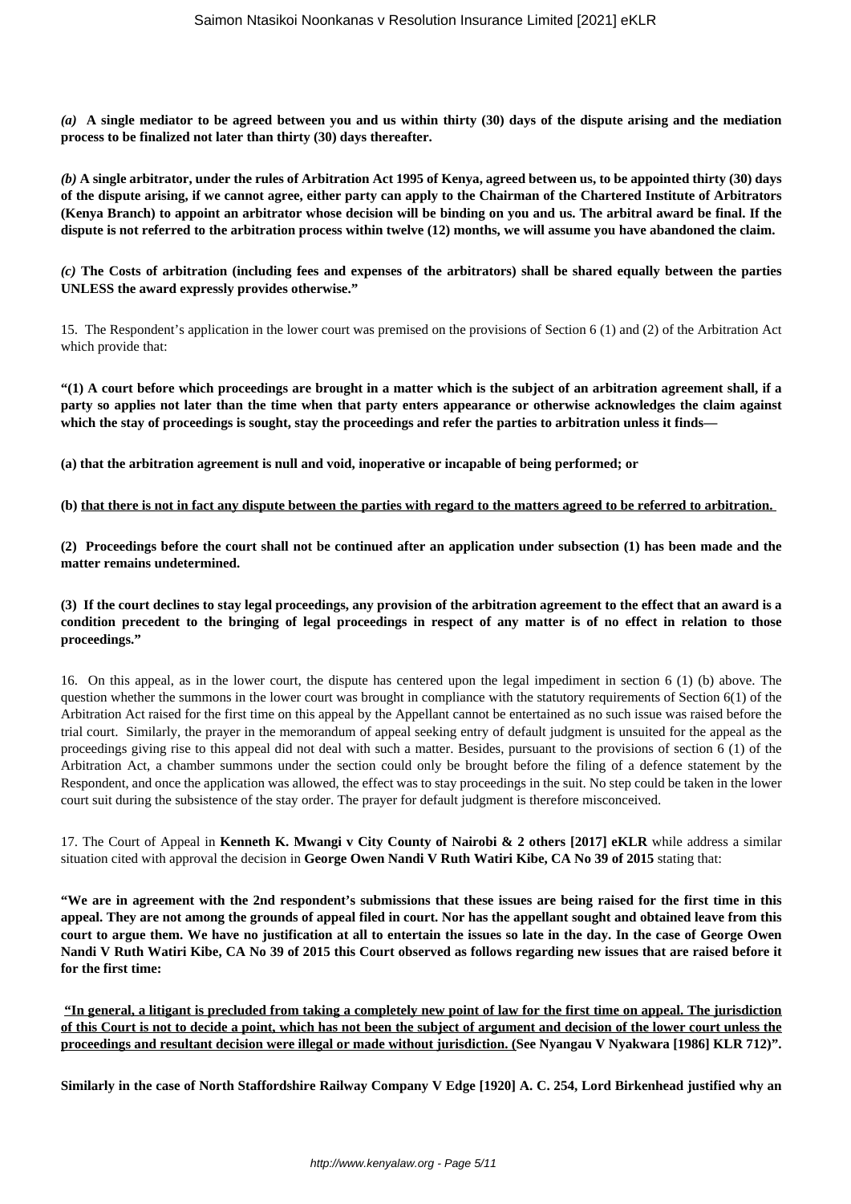***(a)*** **A single mediator to be agreed between you and us within thirty (30) days of the dispute arising and the mediation process to be finalized not later than thirty (30) days thereafter.**

***(b)*** **A single arbitrator, under the rules of Arbitration Act 1995 of Kenya, agreed between us, to be appointed thirty (30) days of the dispute arising, if we cannot agree, either party can apply to the Chairman of the Chartered Institute of Arbitrators (Kenya Branch) to appoint an arbitrator whose decision will be binding on you and us. The arbitral award be final. If the dispute is not referred to the arbitration process within twelve (12) months, we will assume you have abandoned the claim.**

***(c)*** **The Costs of arbitration (including fees and expenses of the arbitrators) shall be shared equally between the parties UNLESS the award expressly provides otherwise."**

15. The Respondent's application in the lower court was premised on the provisions of Section 6 (1) and (2) of the Arbitration Act which provide that:

**"(1) A court before which proceedings are brought in a matter which is the subject of an arbitration agreement shall, if a party so applies not later than the time when that party enters appearance or otherwise acknowledges the claim against which the stay of proceedings is sought, stay the proceedings and refer the parties to arbitration unless it finds—**

**(a) that the arbitration agreement is null and void, inoperative or incapable of being performed; or**

**(b) <u>that there is not in fact any dispute between the parties with regard to the matters agreed to be referred to arbitration.</u>**

**(2) Proceedings before the court shall not be continued after an application under subsection (1) has been made and the matter remains undetermined.**

**(3) If the court declines to stay legal proceedings, any provision of the arbitration agreement to the effect that an award is a condition precedent to the bringing of legal proceedings in respect of any matter is of no effect in relation to those proceedings."**

16. On this appeal, as in the lower court, the dispute has centered upon the legal impediment in section 6 (1) (b) above. The question whether the summons in the lower court was brought in compliance with the statutory requirements of Section 6(1) of the Arbitration Act raised for the first time on this appeal by the Appellant cannot be entertained as no such issue was raised before the trial court. Similarly, the prayer in the memorandum of appeal seeking entry of default judgment is unsuited for the appeal as the proceedings giving rise to this appeal did not deal with such a matter. Besides, pursuant to the provisions of section 6 (1) of the Arbitration Act, a chamber summons under the section could only be brought before the filing of a defence statement by the Respondent, and once the application was allowed, the effect was to stay proceedings in the suit. No step could be taken in the lower court suit during the subsistence of the stay order. The prayer for default judgment is therefore misconceived.

17. The Court of Appeal in **Kenneth K. Mwangi v City County of Nairobi & 2 others [2017] eKLR** while address a similar situation cited with approval the decision in **George Owen Nandi V Ruth Watiri Kibe, CA No 39 of 2015** stating that:

**"We are in agreement with the 2nd respondent's submissions that these issues are being raised for the first time in this appeal. They are not among the grounds of appeal filed in court. Nor has the appellant sought and obtained leave from this court to argue them. We have no justification at all to entertain the issues so late in the day. In the case of George Owen Nandi V Ruth Watiri Kibe, CA No 39 of 2015 this Court observed as follows regarding new issues that are raised before it for the first time:**

**<u>"In general, a litigant is precluded from taking a completely new point of law for the first time on appeal. The jurisdiction of this Court is not to decide a point, which has not been the subject of argument and decision of the lower court unless the proceedings and resultant decision were illegal or made without jurisdiction.</u> (See Nyangau V Nyakwara [1986] KLR 712)".**

**Similarly in the case of North Staffordshire Railway Company V Edge [1920] A. C. 254, Lord Birkenhead justified why an**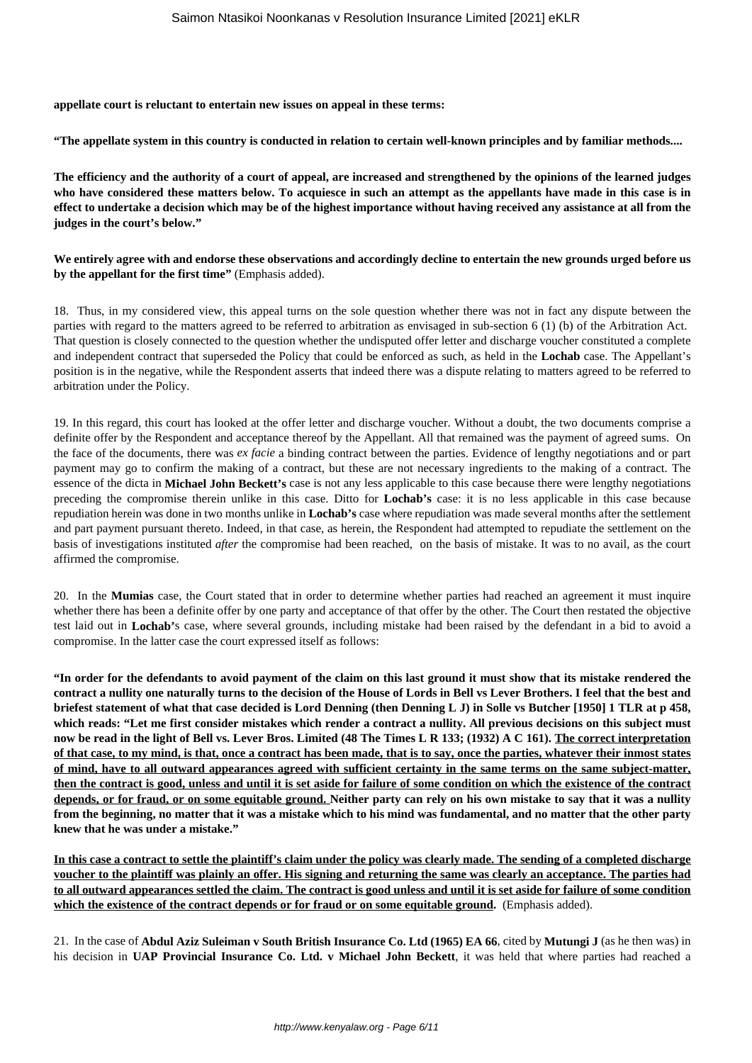**appellate court is reluctant to entertain new issues on appeal in these terms:**

**"The appellate system in this country is conducted in relation to certain well-known principles and by familiar methods....**

**The efficiency and the authority of a court of appeal, are increased and strengthened by the opinions of the learned judges who have considered these matters below. To acquiesce in such an attempt as the appellants have made in this case is in effect to undertake a decision which may be of the highest importance without having received any assistance at all from the judges in the court's below."**

**We entirely agree with and endorse these observations and accordingly decline to entertain the new grounds urged before us by the appellant for the first time"** (Emphasis added).

18. Thus, in my considered view, this appeal turns on the sole question whether there was not in fact any dispute between the parties with regard to the matters agreed to be referred to arbitration as envisaged in sub-section 6 (1) (b) of the Arbitration Act. That question is closely connected to the question whether the undisputed offer letter and discharge voucher constituted a complete and independent contract that superseded the Policy that could be enforced as such, as held in the **Lochab** case. The Appellant's position is in the negative, while the Respondent asserts that indeed there was a dispute relating to matters agreed to be referred to arbitration under the Policy.

19. In this regard, this court has looked at the offer letter and discharge voucher. Without a doubt, the two documents comprise a definite offer by the Respondent and acceptance thereof by the Appellant. All that remained was the payment of agreed sums. On the face of the documents, there was *ex facie* a binding contract between the parties. Evidence of lengthy negotiations and or part payment may go to confirm the making of a contract, but these are not necessary ingredients to the making of a contract. The essence of the dicta in **Michael John Beckett's** case is not any less applicable to this case because there were lengthy negotiations preceding the compromise therein unlike in this case. Ditto for **Lochab's** case: it is no less applicable in this case because repudiation herein was done in two months unlike in **Lochab's** case where repudiation was made several months after the settlement and part payment pursuant thereto. Indeed, in that case, as herein, the Respondent had attempted to repudiate the settlement on the basis of investigations instituted *after* the compromise had been reached, on the basis of mistake. It was to no avail, as the court affirmed the compromise.

20. In the **Mumias** case, the Court stated that in order to determine whether parties had reached an agreement it must inquire whether there has been a definite offer by one party and acceptance of that offer by the other. The Court then restated the objective test laid out in **Lochab'**s case, where several grounds, including mistake had been raised by the defendant in a bid to avoid a compromise. In the latter case the court expressed itself as follows:

**"In order for the defendants to avoid payment of the claim on this last ground it must show that its mistake rendered the contract a nullity one naturally turns to the decision of the House of Lords in Bell vs Lever Brothers. I feel that the best and briefest statement of what that case decided is Lord Denning (then Denning L J) in Solle vs Butcher [1950] 1 TLR at p 458, which reads: "Let me first consider mistakes which render a contract a nullity. All previous decisions on this subject must now be read in the light of Bell vs. Lever Bros. Limited (48 The Times L R 133; (1932) A C 161). <u>The correct interpretation of that case, to my mind, is that, once a contract has been made, that is to say, once the parties, whatever their inmost states of mind, have to all outward appearances agreed with sufficient certainty in the same terms on the same subject-matter, then the contract is good, unless and until it is set aside for failure of some condition on which the existence of the contract depends, or for fraud, or on some equitable ground.</u> Neither party can rely on his own mistake to say that it was a nullity from the beginning, no matter that it was a mistake which to his mind was fundamental, and no matter that the other party knew that he was under a mistake."**

**<u>In this case a contract to settle the plaintiff's claim under the policy was clearly made. The sending of a completed discharge voucher to the plaintiff was plainly an offer. His signing and returning the same was clearly an acceptance. The parties had to all outward appearances settled the claim. The contract is good unless and until it is set aside for failure of some condition which the existence of the contract depends or for fraud or on some equitable ground.</u>** (Emphasis added).

21. In the case of **Abdul Aziz Suleiman v South British Insurance Co. Ltd (1965) EA 66**, cited by **Mutungi J** (as he then was) in his decision in **UAP Provincial Insurance Co. Ltd. v Michael John Beckett**, it was held that where parties had reached a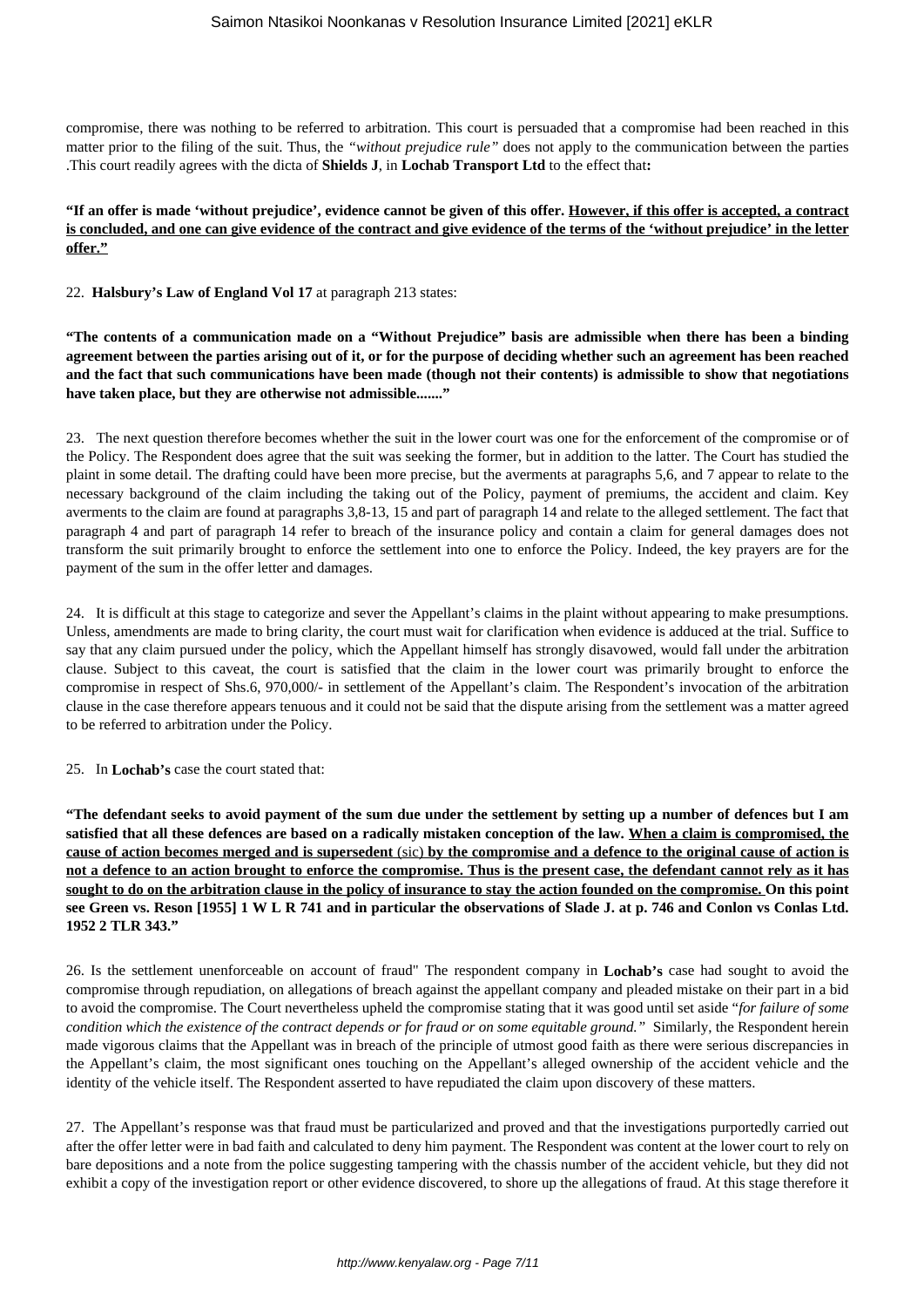compromise, there was nothing to be referred to arbitration. This court is persuaded that a compromise had been reached in this matter prior to the filing of the suit. Thus, the *"without prejudice rule"* does not apply to the communication between the parties .This court readily agrees with the dicta of **Shields J**, in **Lochab Transport Ltd** to the effect that**:**

**"If an offer is made 'without prejudice', evidence cannot be given of this offer. <u>However, if this offer is accepted, a contract is concluded, and one can give evidence of the contract and give evidence of the terms of the 'without prejudice' in the letter offer."</u>**

22. **Halsbury's Law of England Vol 17** at paragraph 213 states:

**"The contents of a communication made on a "Without Prejudice" basis are admissible when there has been a binding agreement between the parties arising out of it, or for the purpose of deciding whether such an agreement has been reached and the fact that such communications have been made (though not their contents) is admissible to show that negotiations have taken place, but they are otherwise not admissible......."**

23. The next question therefore becomes whether the suit in the lower court was one for the enforcement of the compromise or of the Policy. The Respondent does agree that the suit was seeking the former, but in addition to the latter. The Court has studied the plaint in some detail. The drafting could have been more precise, but the averments at paragraphs 5,6, and 7 appear to relate to the necessary background of the claim including the taking out of the Policy, payment of premiums, the accident and claim. Key averments to the claim are found at paragraphs 3,8-13, 15 and part of paragraph 14 and relate to the alleged settlement. The fact that paragraph 4 and part of paragraph 14 refer to breach of the insurance policy and contain a claim for general damages does not transform the suit primarily brought to enforce the settlement into one to enforce the Policy. Indeed, the key prayers are for the payment of the sum in the offer letter and damages.

24. It is difficult at this stage to categorize and sever the Appellant's claims in the plaint without appearing to make presumptions. Unless, amendments are made to bring clarity, the court must wait for clarification when evidence is adduced at the trial. Suffice to say that any claim pursued under the policy, which the Appellant himself has strongly disavowed, would fall under the arbitration clause. Subject to this caveat, the court is satisfied that the claim in the lower court was primarily brought to enforce the compromise in respect of Shs.6, 970,000/- in settlement of the Appellant's claim. The Respondent's invocation of the arbitration clause in the case therefore appears tenuous and it could not be said that the dispute arising from the settlement was a matter agreed to be referred to arbitration under the Policy.

25. In **Lochab's** case the court stated that:

**"The defendant seeks to avoid payment of the sum due under the settlement by setting up a number of defences but I am satisfied that all these defences are based on a radically mistaken conception of the law. <u>When a claim is compromised, the cause of action becomes merged and is supersedent</u>** (sic) **<u>by the compromise and a defence to the original cause of action is not a defence to an action brought to enforce the compromise. Thus is the present case, the defendant cannot rely as it has sought to do on the arbitration clause in the policy of insurance to stay the action founded on the compromise.</u> On this point see Green vs. Reson [1955] 1 W L R 741 and in particular the observations of Slade J. at p. 746 and Conlon vs Conlas Ltd. 1952 2 TLR 343."**

26. Is the settlement unenforceable on account of fraud" The respondent company in **Lochab's** case had sought to avoid the compromise through repudiation, on allegations of breach against the appellant company and pleaded mistake on their part in a bid to avoid the compromise. The Court nevertheless upheld the compromise stating that it was good until set aside "*for failure of some condition which the existence of the contract depends or for fraud or on some equitable ground."* Similarly, the Respondent herein made vigorous claims that the Appellant was in breach of the principle of utmost good faith as there were serious discrepancies in the Appellant's claim, the most significant ones touching on the Appellant's alleged ownership of the accident vehicle and the identity of the vehicle itself. The Respondent asserted to have repudiated the claim upon discovery of these matters.

27. The Appellant's response was that fraud must be particularized and proved and that the investigations purportedly carried out after the offer letter were in bad faith and calculated to deny him payment. The Respondent was content at the lower court to rely on bare depositions and a note from the police suggesting tampering with the chassis number of the accident vehicle, but they did not exhibit a copy of the investigation report or other evidence discovered, to shore up the allegations of fraud. At this stage therefore it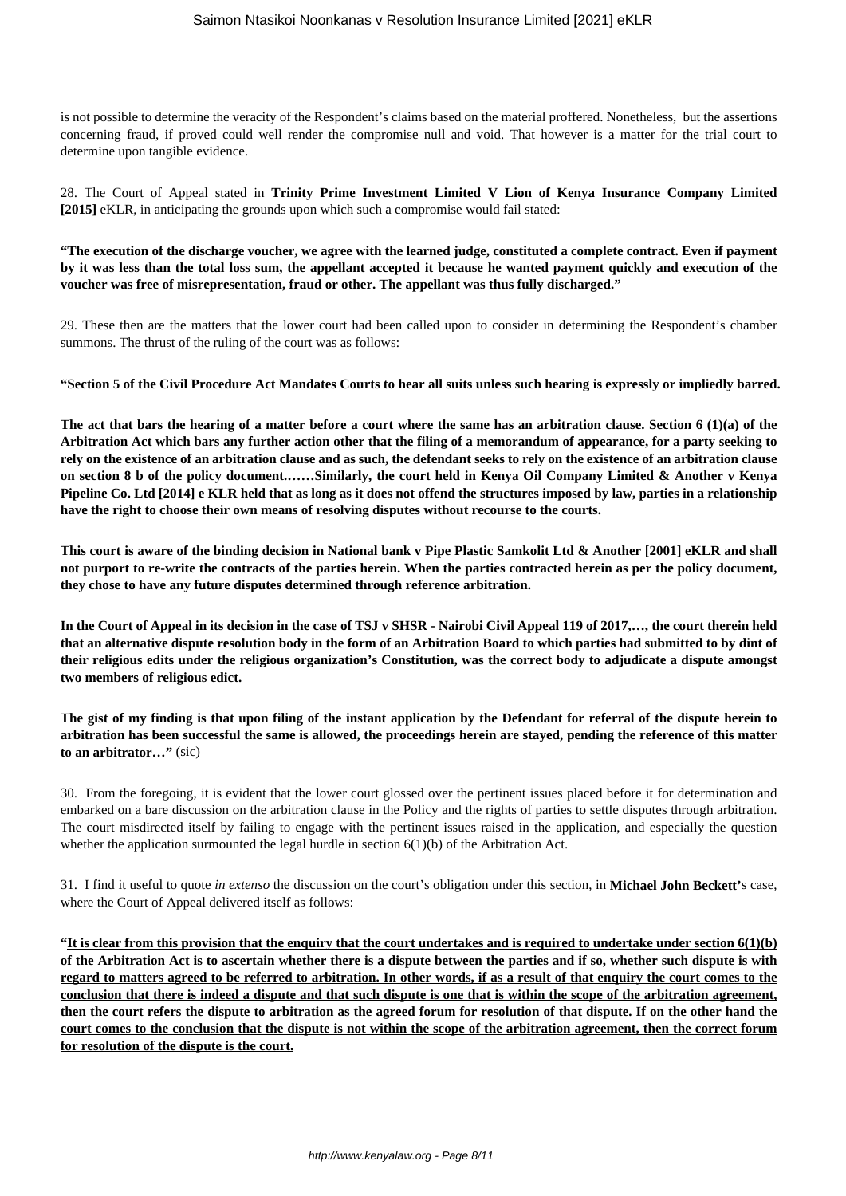is not possible to determine the veracity of the Respondent's claims based on the material proffered. Nonetheless, but the assertions concerning fraud, if proved could well render the compromise null and void. That however is a matter for the trial court to determine upon tangible evidence.

28. The Court of Appeal stated in **Trinity Prime Investment Limited V Lion of Kenya Insurance Company Limited [2015]** eKLR, in anticipating the grounds upon which such a compromise would fail stated:

**"The execution of the discharge voucher, we agree with the learned judge, constituted a complete contract. Even if payment by it was less than the total loss sum, the appellant accepted it because he wanted payment quickly and execution of the voucher was free of misrepresentation, fraud or other. The appellant was thus fully discharged."**

29. These then are the matters that the lower court had been called upon to consider in determining the Respondent's chamber summons. The thrust of the ruling of the court was as follows:

**"Section 5 of the Civil Procedure Act Mandates Courts to hear all suits unless such hearing is expressly or impliedly barred.**

**The act that bars the hearing of a matter before a court where the same has an arbitration clause. Section 6 (1)(a) of the Arbitration Act which bars any further action other that the filing of a memorandum of appearance, for a party seeking to rely on the existence of an arbitration clause and as such, the defendant seeks to rely on the existence of an arbitration clause on section 8 b of the policy document.……Similarly, the court held in Kenya Oil Company Limited & Another v Kenya Pipeline Co. Ltd [2014] e KLR held that as long as it does not offend the structures imposed by law, parties in a relationship have the right to choose their own means of resolving disputes without recourse to the courts.**

**This court is aware of the binding decision in National bank v Pipe Plastic Samkolit Ltd & Another [2001] eKLR and shall not purport to re-write the contracts of the parties herein. When the parties contracted herein as per the policy document, they chose to have any future disputes determined through reference arbitration.**

**In the Court of Appeal in its decision in the case of TSJ v SHSR - Nairobi Civil Appeal 119 of 2017,…, the court therein held that an alternative dispute resolution body in the form of an Arbitration Board to which parties had submitted to by dint of their religious edits under the religious organization's Constitution, was the correct body to adjudicate a dispute amongst two members of religious edict.**

**The gist of my finding is that upon filing of the instant application by the Defendant for referral of the dispute herein to arbitration has been successful the same is allowed, the proceedings herein are stayed, pending the reference of this matter to an arbitrator…"** (sic)

30. From the foregoing, it is evident that the lower court glossed over the pertinent issues placed before it for determination and embarked on a bare discussion on the arbitration clause in the Policy and the rights of parties to settle disputes through arbitration. The court misdirected itself by failing to engage with the pertinent issues raised in the application, and especially the question whether the application surmounted the legal hurdle in section 6(1)(b) of the Arbitration Act.

31. I find it useful to quote *in extenso* the discussion on the court's obligation under this section, in **Michael John Beckett'**s case, where the Court of Appeal delivered itself as follows:

**"<u>It is clear from this provision that the enquiry that the court undertakes and is required to undertake under section 6(1)(b) of the Arbitration Act is to ascertain whether there is a dispute between the parties and if so, whether such dispute is with regard to matters agreed to be referred to arbitration. In other words, if as a result of that enquiry the court comes to the conclusion that there is indeed a dispute and that such dispute is one that is within the scope of the arbitration agreement, then the court refers the dispute to arbitration as the agreed forum for resolution of that dispute. If on the other hand the court comes to the conclusion that the dispute is not within the scope of the arbitration agreement, then the correct forum for resolution of the dispute is the court.</u>**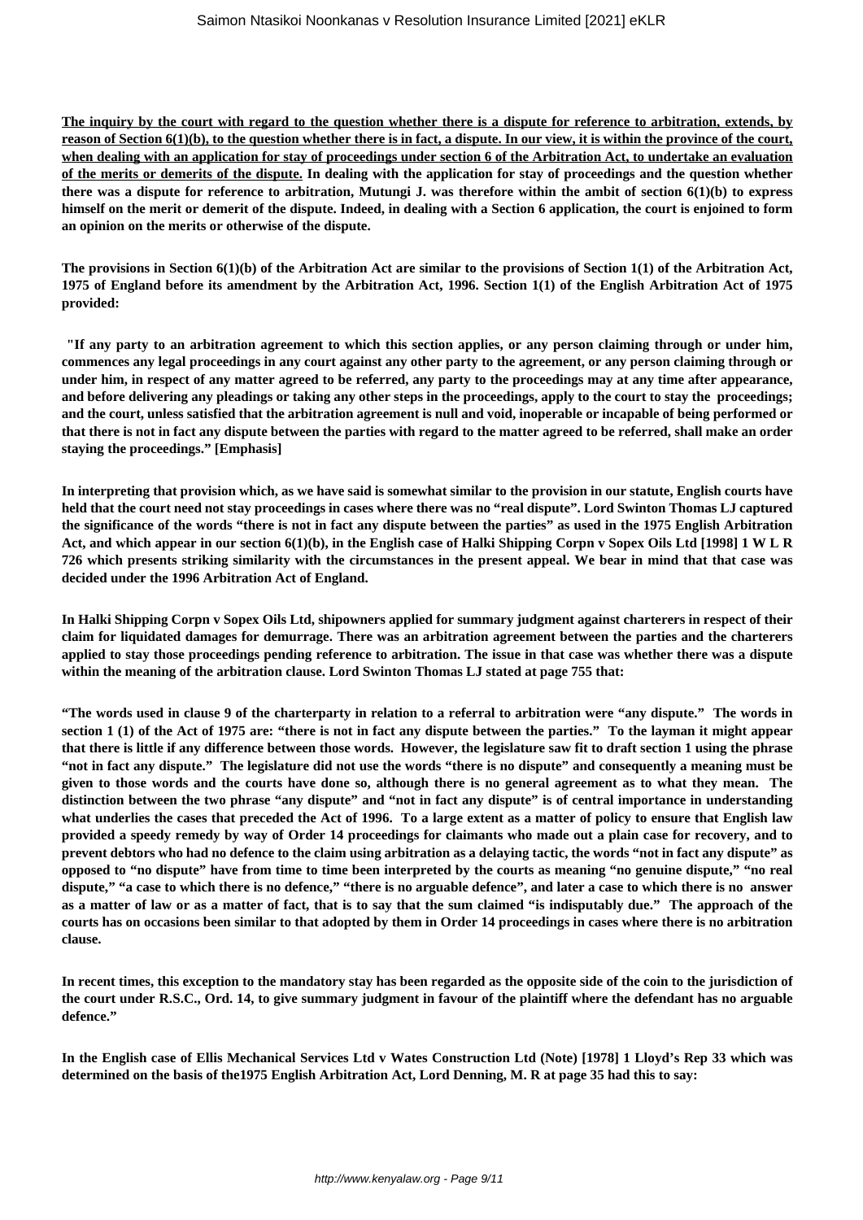**<u>The inquiry by the court with regard to the question whether there is a dispute for reference to arbitration, extends, by reason of Section 6(1)(b), to the question whether there is in fact, a dispute. In our view, it is within the province of the court, when dealing with an application for stay of proceedings under section 6 of the Arbitration Act, to undertake an evaluation of the merits or demerits of the dispute.</u> In dealing with the application for stay of proceedings and the question whether there was a dispute for reference to arbitration, Mutungi J. was therefore within the ambit of section 6(1)(b) to express himself on the merit or demerit of the dispute. Indeed, in dealing with a Section 6 application, the court is enjoined to form an opinion on the merits or otherwise of the dispute.**

**The provisions in Section 6(1)(b) of the Arbitration Act are similar to the provisions of Section 1(1) of the Arbitration Act, 1975 of England before its amendment by the Arbitration Act, 1996. Section 1(1) of the English Arbitration Act of 1975 provided:**

**"If any party to an arbitration agreement to which this section applies, or any person claiming through or under him, commences any legal proceedings in any court against any other party to the agreement, or any person claiming through or under him, in respect of any matter agreed to be referred, any party to the proceedings may at any time after appearance, and before delivering any pleadings or taking any other steps in the proceedings, apply to the court to stay the proceedings; and the court, unless satisfied that the arbitration agreement is null and void, inoperable or incapable of being performed or that there is not in fact any dispute between the parties with regard to the matter agreed to be referred, shall make an order staying the proceedings." [Emphasis]**

**In interpreting that provision which, as we have said is somewhat similar to the provision in our statute, English courts have held that the court need not stay proceedings in cases where there was no "real dispute". Lord Swinton Thomas LJ captured the significance of the words "there is not in fact any dispute between the parties" as used in the 1975 English Arbitration Act, and which appear in our section 6(1)(b), in the English case of Halki Shipping Corpn v Sopex Oils Ltd [1998] 1 W L R 726 which presents striking similarity with the circumstances in the present appeal. We bear in mind that that case was decided under the 1996 Arbitration Act of England.**

**In Halki Shipping Corpn v Sopex Oils Ltd, shipowners applied for summary judgment against charterers in respect of their claim for liquidated damages for demurrage. There was an arbitration agreement between the parties and the charterers applied to stay those proceedings pending reference to arbitration. The issue in that case was whether there was a dispute within the meaning of the arbitration clause. Lord Swinton Thomas LJ stated at page 755 that:**

**"The words used in clause 9 of the charterparty in relation to a referral to arbitration were "any dispute." The words in section 1 (1) of the Act of 1975 are: "there is not in fact any dispute between the parties." To the layman it might appear that there is little if any difference between those words. However, the legislature saw fit to draft section 1 using the phrase "not in fact any dispute." The legislature did not use the words "there is no dispute" and consequently a meaning must be given to those words and the courts have done so, although there is no general agreement as to what they mean. The distinction between the two phrase "any dispute" and "not in fact any dispute" is of central importance in understanding what underlies the cases that preceded the Act of 1996. To a large extent as a matter of policy to ensure that English law provided a speedy remedy by way of Order 14 proceedings for claimants who made out a plain case for recovery, and to prevent debtors who had no defence to the claim using arbitration as a delaying tactic, the words "not in fact any dispute" as opposed to "no dispute" have from time to time been interpreted by the courts as meaning "no genuine dispute," "no real dispute," "a case to which there is no defence," "there is no arguable defence", and later a case to which there is no answer as a matter of law or as a matter of fact, that is to say that the sum claimed "is indisputably due." The approach of the courts has on occasions been similar to that adopted by them in Order 14 proceedings in cases where there is no arbitration clause.**

**In recent times, this exception to the mandatory stay has been regarded as the opposite side of the coin to the jurisdiction of the court under R.S.C., Ord. 14, to give summary judgment in favour of the plaintiff where the defendant has no arguable defence."**

**In the English case of Ellis Mechanical Services Ltd v Wates Construction Ltd (Note) [1978] 1 Lloyd's Rep 33 which was determined on the basis of the1975 English Arbitration Act, Lord Denning, M. R at page 35 had this to say:**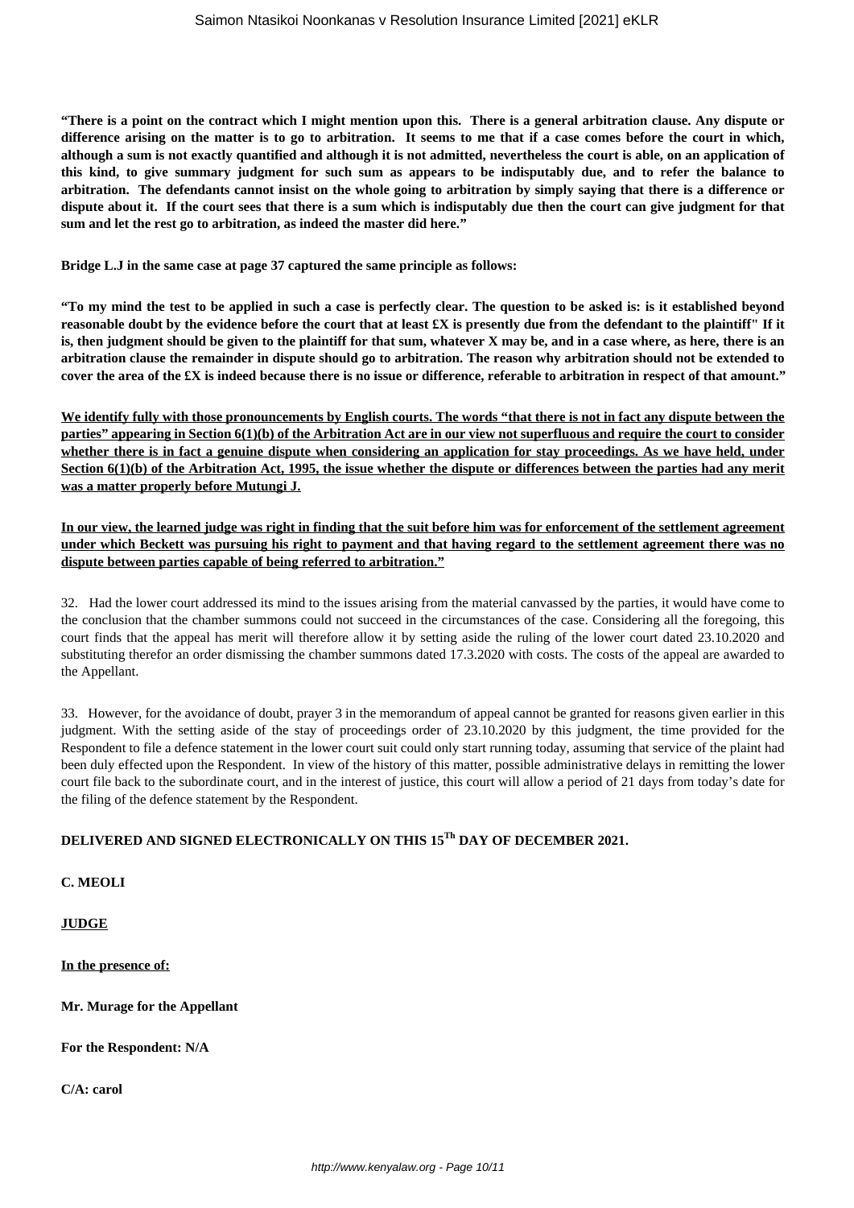**"There is a point on the contract which I might mention upon this. There is a general arbitration clause. Any dispute or difference arising on the matter is to go to arbitration. It seems to me that if a case comes before the court in which, although a sum is not exactly quantified and although it is not admitted, nevertheless the court is able, on an application of this kind, to give summary judgment for such sum as appears to be indisputably due, and to refer the balance to arbitration. The defendants cannot insist on the whole going to arbitration by simply saying that there is a difference or dispute about it. If the court sees that there is a sum which is indisputably due then the court can give judgment for that sum and let the rest go to arbitration, as indeed the master did here."**

**Bridge L.J in the same case at page 37 captured the same principle as follows:**

**"To my mind the test to be applied in such a case is perfectly clear. The question to be asked is: is it established beyond reasonable doubt by the evidence before the court that at least £X is presently due from the defendant to the plaintiff" If it is, then judgment should be given to the plaintiff for that sum, whatever X may be, and in a case where, as here, there is an arbitration clause the remainder in dispute should go to arbitration. The reason why arbitration should not be extended to cover the area of the £X is indeed because there is no issue or difference, referable to arbitration in respect of that amount."**

**We identify fully with those pronouncements by English courts. The words "that there is not in fact any dispute between the parties" appearing in Section 6(1)(b) of the Arbitration Act are in our view not superfluous and require the court to consider whether there is in fact a genuine dispute when considering an application for stay proceedings. As we have held, under Section 6(1)(b) of the Arbitration Act, 1995, the issue whether the dispute or differences between the parties had any merit was a matter properly before Mutungi J.**

**In our view, the learned judge was right in finding that the suit before him was for enforcement of the settlement agreement under which Beckett was pursuing his right to payment and that having regard to the settlement agreement there was no dispute between parties capable of being referred to arbitration."**

32. Had the lower court addressed its mind to the issues arising from the material canvassed by the parties, it would have come to the conclusion that the chamber summons could not succeed in the circumstances of the case. Considering all the foregoing, this court finds that the appeal has merit will therefore allow it by setting aside the ruling of the lower court dated 23.10.2020 and substituting therefor an order dismissing the chamber summons dated 17.3.2020 with costs. The costs of the appeal are awarded to the Appellant.

33. However, for the avoidance of doubt, prayer 3 in the memorandum of appeal cannot be granted for reasons given earlier in this judgment. With the setting aside of the stay of proceedings order of 23.10.2020 by this judgment, the time provided for the Respondent to file a defence statement in the lower court suit could only start running today, assuming that service of the plaint had been duly effected upon the Respondent. In view of the history of this matter, possible administrative delays in remitting the lower court file back to the subordinate court, and in the interest of justice, this court will allow a period of 21 days from today's date for the filing of the defence statement by the Respondent.

**DELIVERED AND SIGNED ELECTRONICALLY ON THIS 15TH DAY OF DECEMBER 2021.**

**C. MEOLI**

**JUDGE**

**In the presence of:**

**Mr. Murage for the Appellant**

**For the Respondent: N/A**

**C/A: carol**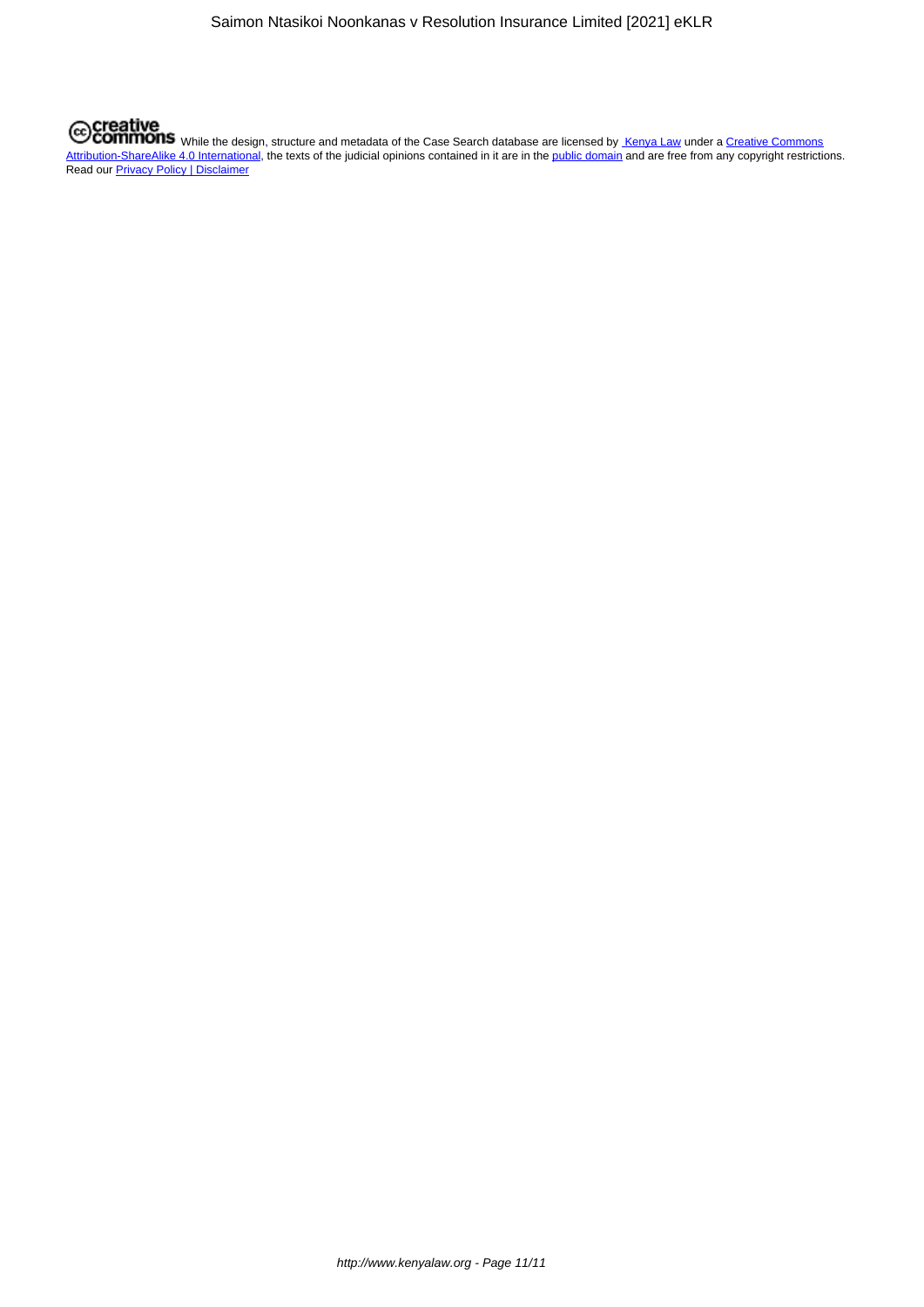While the design, structure and metadata of the Case Search database are licensed by Kenya Law under a Creative Commons Attribution-ShareAlike 4.0 International, the texts of the judicial opinions contained in it are in the public domain and are free from any copyright restrictions. Read our Privacy Policy | Disclaimer